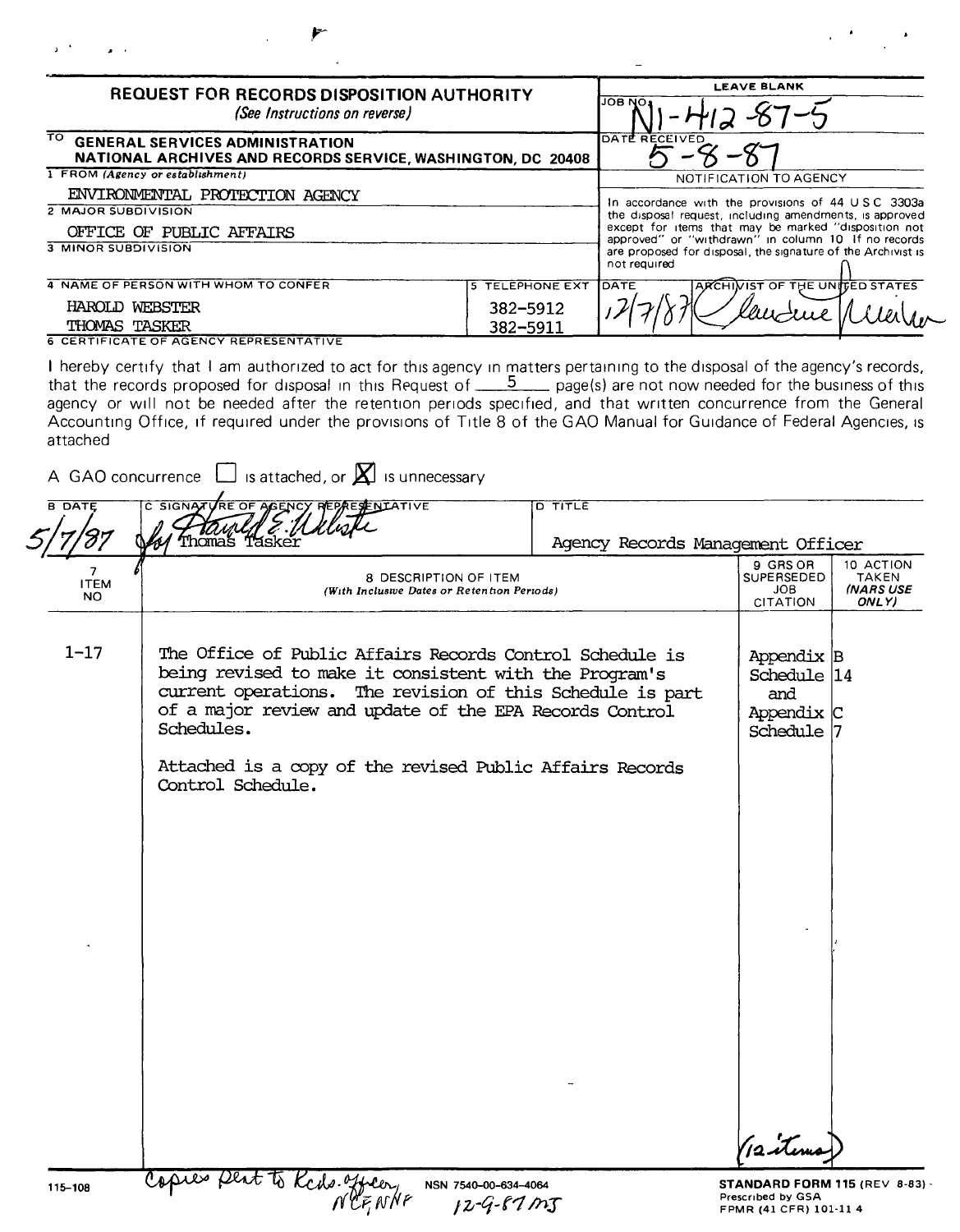# REQUEST FOR RECORDS DISPOSITION AUTHORITY

*(See Instructions on reverse)*

| LEAVE BLANK | |
|---|---|
| JOB NO. | N1-412-87-5 |
| DATE RECEIVED | 5-8-87 |

TO **GENERAL SERVICES ADMINISTRATION**
**NATIONAL ARCHIVES AND RECORDS SERVICE, WASHINGTON, DC 20408**

1 FROM *(Agency or establishment)*
ENVIRONMENTAL PROTECTION AGENCY

2 MAJOR SUBDIVISION
OFFICE OF PUBLIC AFFAIRS

3 MINOR SUBDIVISION

4 NAME OF PERSON WITH WHOM TO CONFER
HAROLD WEBSTER
THOMAS TASKER

5 TELEPHONE EXT
382-5912
382-5911

NOTIFICATION TO AGENCY

In accordance with the provisions of 44 U S C 3303a the disposal request, including amendments, is approved except for items that may be marked "disposition not approved" or "withdrawn" in column 10 If no records are proposed for disposal, the signature of the Archivist is not required

DATE: 12/7/87
ARCHIVIST OF THE UNITED STATES: [signature]

6 CERTIFICATE OF AGENCY REPRESENTATIVE

I hereby certify that I am authorized to act for this agency in matters pertaining to the disposal of the agency's records, that the records proposed for disposal in this Request of 5 page(s) are not now needed for the business of this agency or will not be needed after the retention periods specified, and that written concurrence from the General Accounting Office, if required under the provisions of Title 8 of the GAO Manual for Guidance of Federal Agencies, is attached

A GAO concurrence ☐ is attached, or ☒ is unnecessary

| B DATE | C SIGNATURE OF AGENCY REPRESENTATIVE | D TITLE |
|---|---|---|
| 5/7/87 | Harold E. Webster for Thomas Tasker | Agency Records Management Officer |

| 7 ITEM NO | 8 DESCRIPTION OF ITEM *(With Inclusive Dates or Retention Periods)* | 9 GRS OR SUPERSEDED JOB CITATION | 10 ACTION TAKEN *(NARS USE ONLY)* |
|---|---|---|---|
| 1-17 | The Office of Public Affairs Records Control Schedule is being revised to make it consistent with the Program's current operations. The revision of this Schedule is part of a major review and update of the EPA Records Control Schedules.<br><br>Attached is a copy of the revised Public Affairs Records Control Schedule. | Appendix B Schedule 14 and Appendix C Schedule 7 | |

(12 items)

115-108 Copies sent to Rcds. officer, NCF, NNF 12-9-87 ms

NSN 7540-00-634-4064

**STANDARD FORM 115** (REV 8-83)
Prescribed by GSA
FPMR (41 CFR) 101-11 4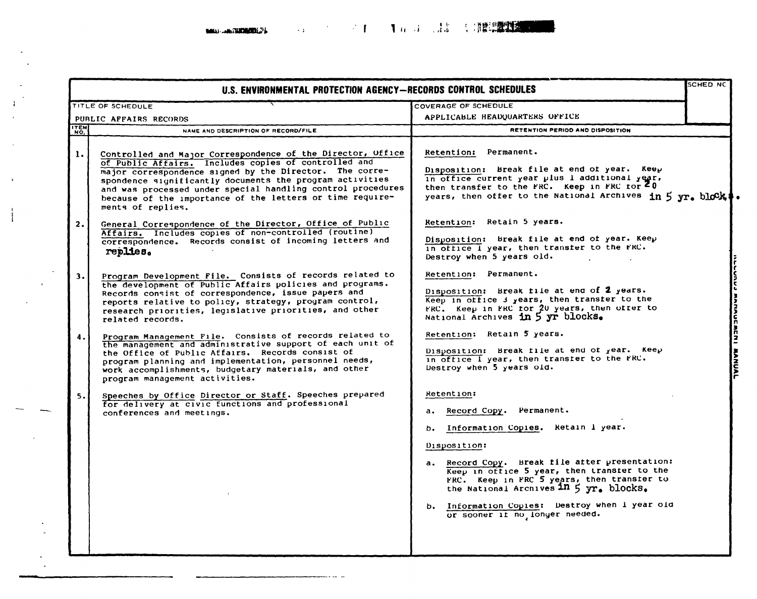# U.S. ENVIRONMENTAL PROTECTION AGENCY—RECORDS CONTROL SCHEDULES

| TITLE OF SCHEDULE | COVERAGE OF SCHEDULE | SCHED NO |
|---|---|---|
| PUBLIC AFFAIRS RECORDS | APPLICABLE HEADQUARTERS OFFICE | |

| ITEM NO. | NAME AND DESCRIPTION OF RECORD/FILE | RETENTION PERIOD AND DISPOSITION |
|---|---|---|
| 1. | Controlled and Major Correspondence of the Director, Office of Public Affairs. Includes copies of controlled and major correspondence signed by the Director. The correspondence significantly documents the program activities and was processed under special handling control procedures because of the importance of the letters or time requirements of replies. | Retention: Permanent.<br><br>Disposition: Break file at end of year. Keep in office current year plus 1 additional year, then transfer to the FRC. Keep in FRC for 20 years, then offer to the National Archives in 5 yr. blocks. |
| 2. | General Correspondence of the Director, Office of Public Affairs. Includes copies of non-controlled (routine) correspondence. Records consist of incoming letters and replies. | Retention: Retain 5 years.<br><br>Disposition: Break file at end of year. Keep in office 1 year, then transfer to the FRC. Destroy when 5 years old. |
| 3. | Program Development File. Consists of records related to the development of Public Affairs policies and programs. Records consist of correspondence, issue papers and reports relative to policy, strategy, program control, research priorities, legislative priorities, and other related records. | Retention: Permanent.<br><br>Disposition: Break file at end of 2 years. Keep in office 3 years, then transfer to the FRC. Keep in FRC for 20 years, then offer to National Archives in 5 yr blocks. |
| 4. | Program Management File. Consists of records related to the management and administrative support of each unit of the Office of Public Affairs. Records consist of program planning and implementation, personnel needs, work accomplishments, budgetary materials, and other program management activities. | Retention: Retain 5 years.<br><br>Disposition: Break file at end of year. Keep in office 1 year, then transfer to the FRC. Destroy when 5 years old. |
| 5. | Speeches by Office Director or Staff. Speeches prepared for delivery at civic functions and professional conferences and meetings. | Retention:<br><br>a. Record Copy. Permanent.<br><br>b. Information Copies. Retain 1 year.<br><br>Disposition:<br><br>a. Record Copy. Break file after presentation: Keep in office 5 year, then transfer to the FRC. Keep in FRC 5 years, then transfer to the National Archives in 5 yr. blocks.<br><br>b. Information Copies: Destroy when 1 year old or sooner if no longer needed. |

RECORDS MANAGEMENT MANUAL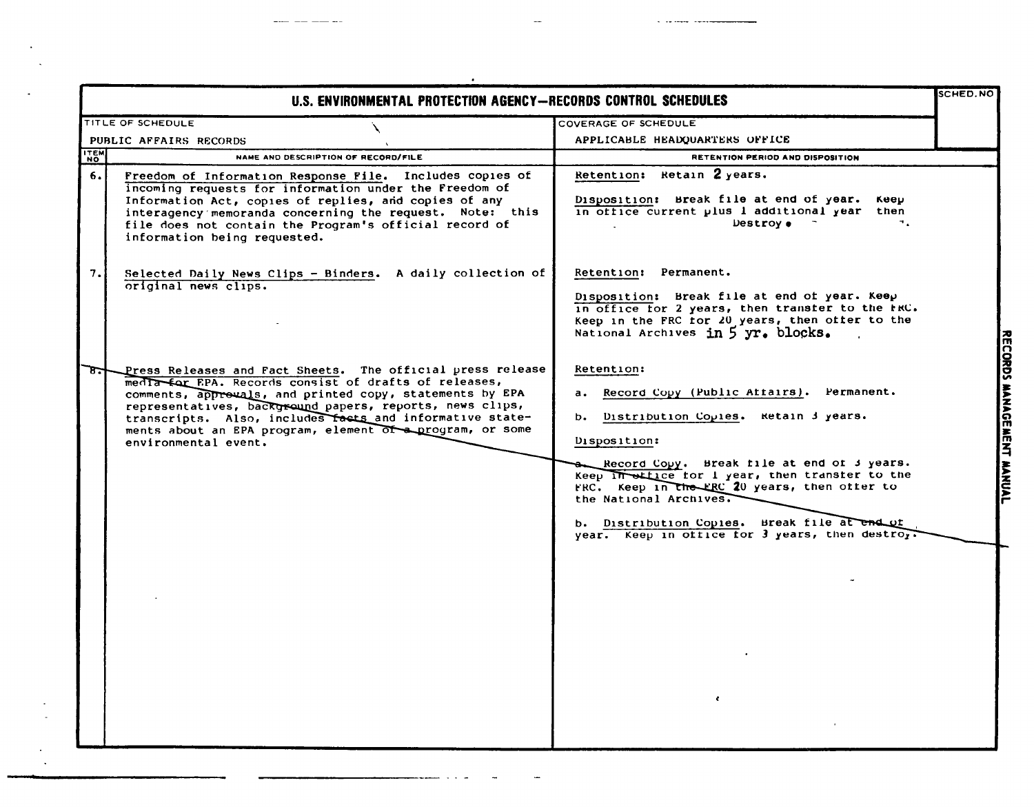# U.S. ENVIRONMENTAL PROTECTION AGENCY—RECORDS CONTROL SCHEDULES

| TITLE OF SCHEDULE | COVERAGE OF SCHEDULE | SCHED. NO |
|---|---|---|
| PUBLIC AFFAIRS RECORDS | APPLICABLE HEADQUARTERS OFFICE | |

| ITEM NO | NAME AND DESCRIPTION OF RECORD/FILE | RETENTION PERIOD AND DISPOSITION |
|---|---|---|
| 6. | Freedom of Information Response File. Includes copies of incoming requests for information under the Freedom of Information Act, copies of replies, and copies of any interagency memoranda concerning the request. Note: this file does not contain the Program's official record of information being requested. | Retention: Retain 2 years.<br><br>Disposition: Break file at end of year. Keep in office current plus 1 additional year then Destroy. |
| 7. | Selected Daily News Clips - Binders. A daily collection of original news clips. | Retention: Permanent.<br><br>Disposition: Break file at end of year. Keep in office for 2 years, then transfer to the FRC. Keep in the FRC for 20 years, then offer to the National Archives in 5 yr. blocks. |
| 8. | Press Releases and Fact Sheets. The official press release media for EPA. Records consist of drafts of releases, comments, approvals, and printed copy, statements by EPA representatives, background papers, reports, news clips, transcripts. Also, includes facts and informative statements about an EPA program, element of a program, or some environmental event. | Retention:<br><br>a. Record Copy (Public Affairs). Permanent.<br><br>b. Distribution Copies. Retain 3 years.<br><br>Disposition:<br><br>a. Record Copy. Break file at end of 3 years. Keep in office for 1 year, then transfer to the FRC. Keep in the FRC 20 years, then offer to the National Archives.<br><br>b. Distribution Copies. Break file at end of year. Keep in office for 3 years, then destroy. |

RECORDS MANAGEMENT MANUAL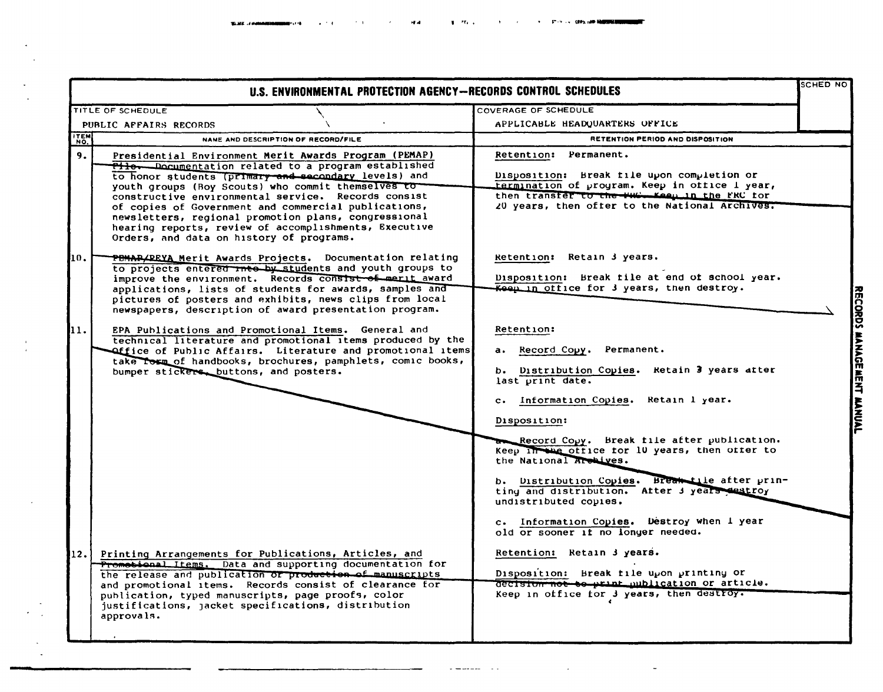| U.S. ENVIRONMENTAL PROTECTION AGENCY—RECORDS CONTROL SCHEDULES | | | SCHED NO |
|---|---|---|---|
| TITLE OF SCHEDULE | | COVERAGE OF SCHEDULE | |
| PUBLIC AFFAIRS RECORDS | | APPLICABLE HEADQUARTERS OFFICE | |
| ITEM NO. | NAME AND DESCRIPTION OF RECORD/FILE | RETENTION PERIOD AND DISPOSITION | |
| 9. | Presidential Environment Merit Awards Program (PEMAP) File. Documentation related to a program established to honor students (primary and secondary levels) and youth groups (Boy Scouts) who commit themselves to constructive environmental service. Records consist of copies of Government and commercial publications, newsletters, regional promotion plans, congressional hearing reports, review of accomplishments, Executive Orders, and data on history of programs. | Retention: Permanent.<br><br>Disposition: Break file upon completion or termination of program. Keep in office 1 year, then transfer to the FRC. Keep in the FRC for 20 years, then offer to the National Archives. | |
| 10. | PEMAP/PEYA Merit Awards Projects. Documentation relating to projects entered into by students and youth groups to improve the environment. Records consist of merit award applications, lists of students for awards, samples and pictures of posters and exhibits, news clips from local newspapers, description of award presentation program. | Retention: Retain 3 years.<br><br>Disposition: Break file at end of school year. Keep in office for 3 years, then destroy. | |
| 11. | EPA Publications and Promotional Items. General and technical literature and promotional items produced by the Office of Public Affairs. Literature and promotional items take form of handbooks, brochures, pamphlets, comic books, bumper stickers, buttons, and posters. | Retention:<br><br>a. Record Copy. Permanent.<br><br>b. Distribution Copies. Retain 3 years after last print date.<br><br>c. Information Copies. Retain 1 year.<br><br>Disposition:<br><br>a. Record Copy. Break file after publication. Keep in the office for 10 years, then offer to the National Archives.<br><br>b. Distribution Copies. Break file after printing and distribution. After 3 years destroy undistributed copies.<br><br>c. Information Copies. Destroy when 1 year old or sooner if no longer needed. | |
| 12. | Printing Arrangements for Publications, Articles, and Promotional Items. Data and supporting documentation for the release and publication or production of manuscripts and promotional items. Records consist of clearance for publication, typed manuscripts, page proofs, color justifications, jacket specifications, distribution approvals. | Retention: Retain 3 years.<br><br>Disposition: Break file upon printing or decision not to print publication or article. Keep in office for 3 years, then destroy. | |

RECORDS MANAGEMENT MANUAL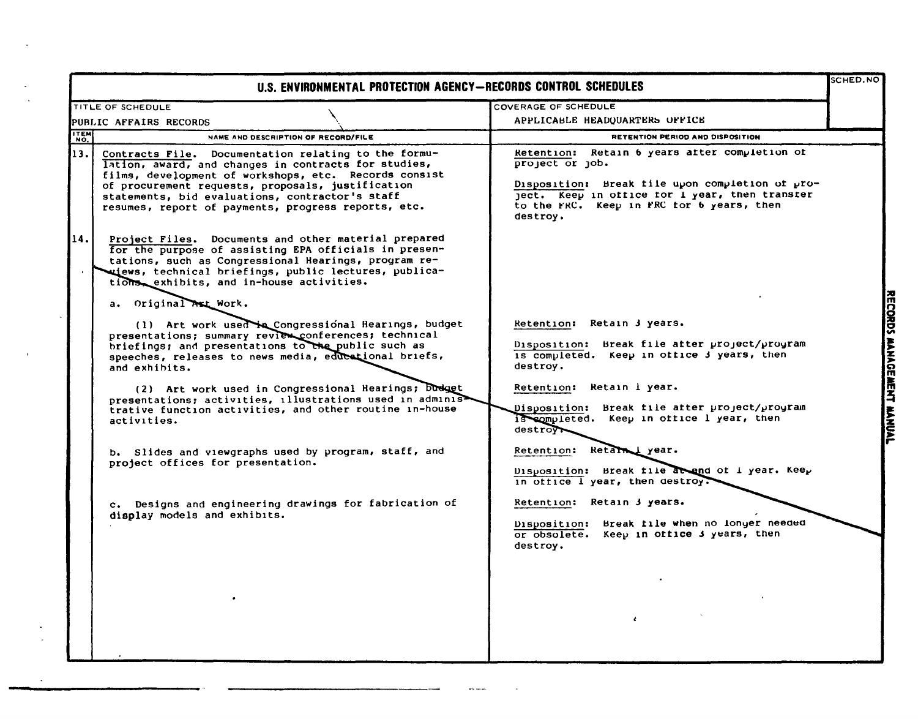**U.S. ENVIRONMENTAL PROTECTION AGENCY—RECORDS CONTROL SCHEDULES**

| TITLE OF SCHEDULE | COVERAGE OF SCHEDULE | SCHED. NO |
|---|---|---|
| PUBLIC AFFAIRS RECORDS | APPLICABLE HEADQUARTERS OFFICE | |

| ITEM NO. | NAME AND DESCRIPTION OF RECORD/FILE | RETENTION PERIOD AND DISPOSITION |
|---|---|---|
| 13. | Contracts File. Documentation relating to the formulation, award, and changes in contracts for studies, films, development of workshops, etc. Records consist of procurement requests, proposals, justification statements, bid evaluations, contractor's staff resumes, report of payments, progress reports, etc. | Retention: Retain 6 years after completion of project or job.<br><br>Disposition: Break file upon completion of project. Keep in office for 1 year, then transfer to the FRC. Keep in FRC for 6 years, then destroy. |
| 14. | Project Files. Documents and other material prepared for the purpose of assisting EPA officials in presentations, such as Congressional Hearings, program reviews, technical briefings, public lectures, publications, exhibits, and in-house activities. | |
| | a. Original Art Work. | |
| | (1) Art work used in Congressional Hearings, budget presentations; summary review conferences; technical briefings; and presentations to the public such as speeches, releases to news media, educational briefs, and exhibits. | Retention: Retain 3 years.<br><br>Disposition: Break file after project/program is completed. Keep in office 3 years, then destroy. |
| | (2) Art work used in Congressional Hearings; budget presentations; activities, illustrations used in administrative function activities, and other routine in-house activities. | Retention: Retain 1 year.<br><br>Disposition: Break file after project/program is completed. Keep in office 1 year, then destroy. |
| | b. Slides and viewgraphs used by program, staff, and project offices for presentation. | Retention: Retain 1 year.<br><br>Disposition: Break file at end of 1 year. Keep in office 1 year, then destroy. |
| | c. Designs and engineering drawings for fabrication of display models and exhibits. | Retention: Retain 3 years.<br><br>Disposition: Break file when no longer needed or obsolete. Keep in office 3 years, then destroy. |

RECORDS MANAGEMENT MANUAL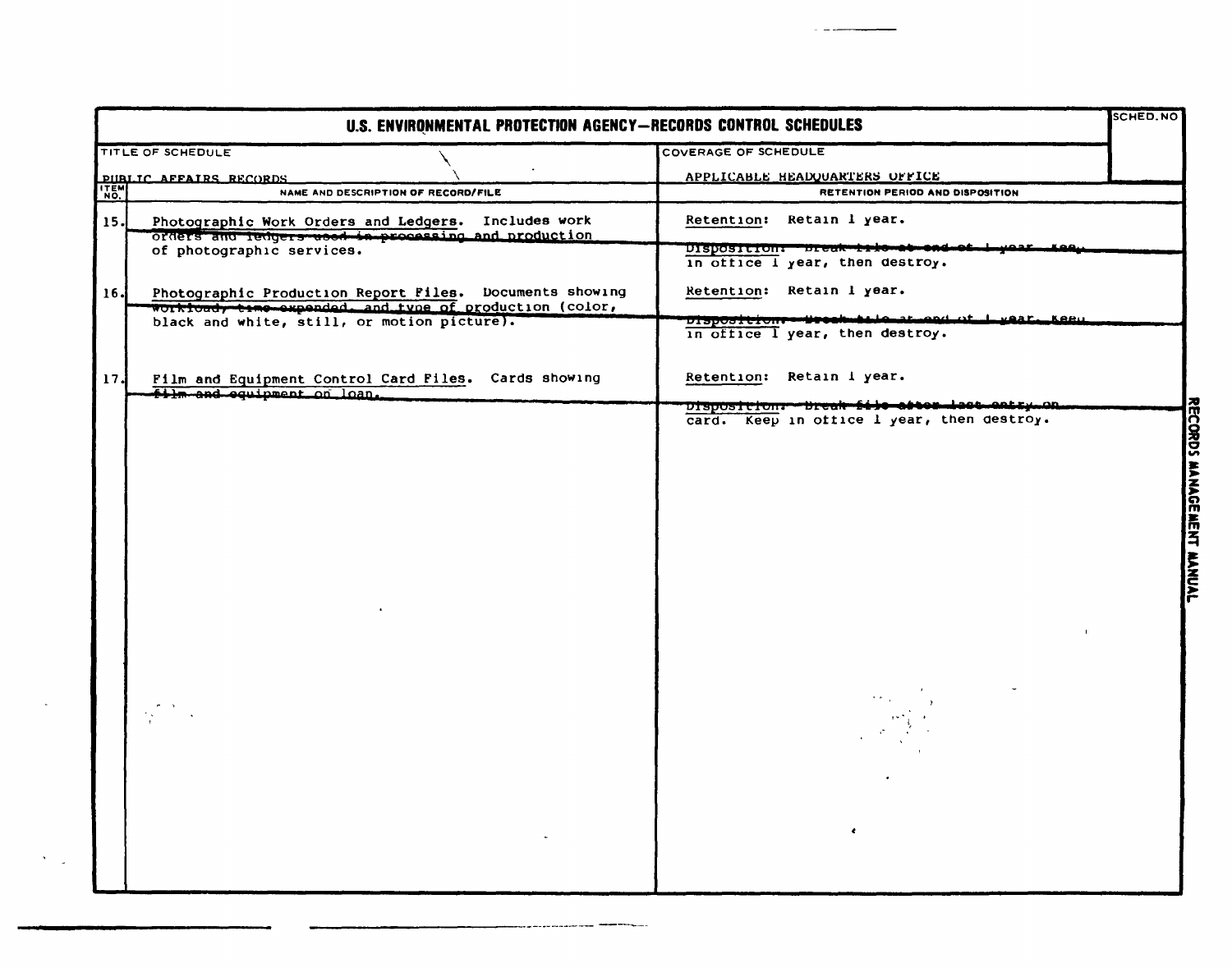# U.S. ENVIRONMENTAL PROTECTION AGENCY—RECORDS CONTROL SCHEDULES

| TITLE OF SCHEDULE | COVERAGE OF SCHEDULE | SCHED. NO |
|---|---|---|
| PUBLIC AFFAIRS RECORDS | APPLICABLE HEADQUARTERS OFFICE | |

| ITEM NO. | NAME AND DESCRIPTION OF RECORD/FILE | RETENTION PERIOD AND DISPOSITION |
|---|---|---|
| 15. | Photographic Work Orders and Ledgers. Includes work orders and ledgers used in processing and production of photographic services. | Retention: Retain 1 year.<br><br>Disposition: Break file at end of 1 year. Keep in office 1 year, then destroy. |
| 16. | Photographic Production Report Files. Documents showing workload, time expended, and type of production (color, black and white, still, or motion picture). | Retention: Retain 1 year.<br><br>Disposition: Break file at end of 1 year. Keep in office 1 year, then destroy. |
| 17. | Film and Equipment Control Card Files. Cards showing film and equipment on loan. | Retention: Retain 1 year.<br><br>Disposition: Break file after last entry on card. Keep in office 1 year, then destroy. |

RECORDS MANAGEMENT MANUAL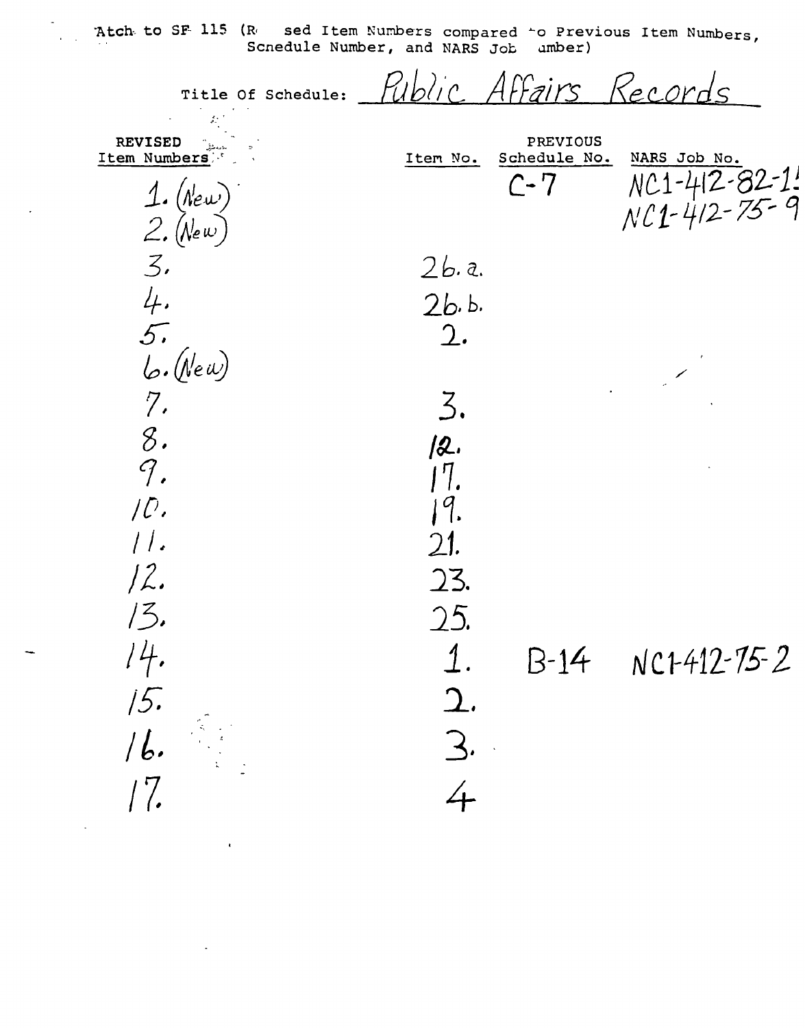Atch to SF 115 (R sed Item Numbers compared to Previous Item Numbers, Schedule Number, and NARS Job umber)

Title Of Schedule: Public Affairs Records

| REVISED Item Numbers | Item No. | PREVIOUS Schedule No. | NARS Job No. |
|---|---|---|---|
| 1. (New) | | C-7 | NC1-412-82-1! |
| 2. (New) | | | NC1-412-75-9 |
| 3. | 26. a. | | |
| 4. | 26. b. | | |
| 5. | 2. | | |
| 6. (New) | | | |
| 7. | 3. | | |
| 8. | 12. | | |
| 9. | 17. | | |
| 10. | 19. | | |
| 11. | 21. | | |
| 12. | 23. | | |
| 13. | 25. | | |
| 14. | 1. | B-14 | NC1-412-75-2 |
| 15. | 2. | | |
| 16. | 3. | | |
| 17. | 4 | | |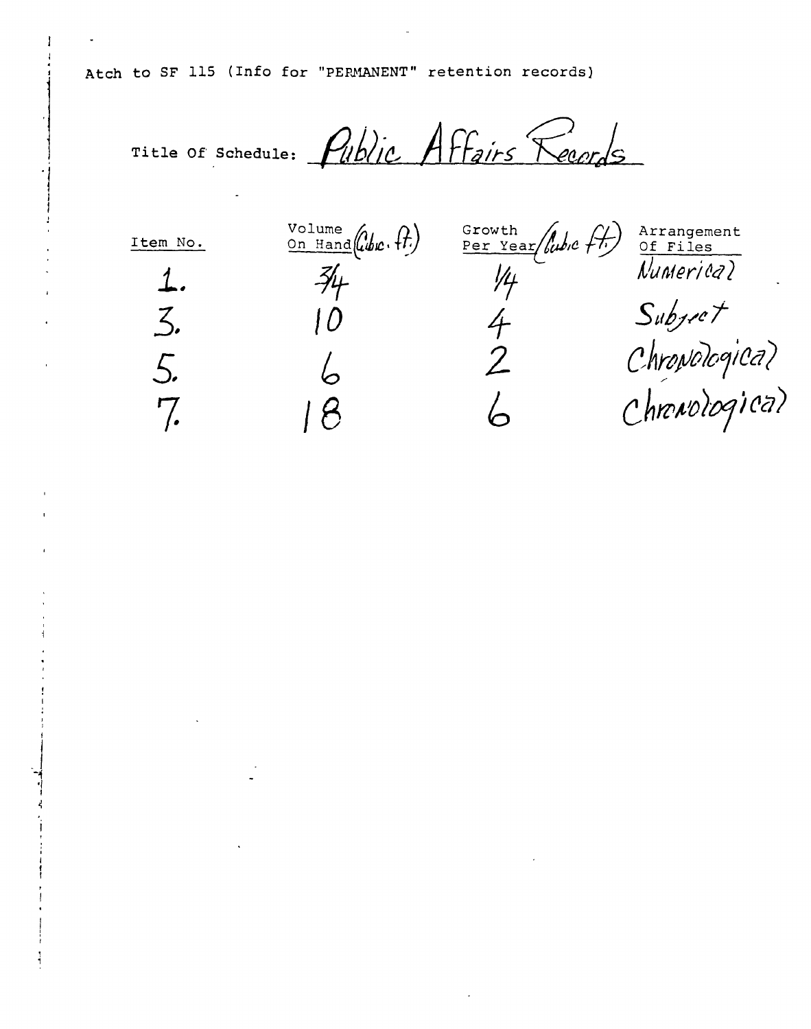Atch to SF 115 (Info for "PERMANENT" retention records)

Title Of Schedule: Public Affairs Records

| Item No. | Volume On Hand (Cubic ft.) | Growth Per Year (Cubic ft.) | Arrangement Of Files |
|---|---|---|---|
| 1. | 3/4 | 1/4 | Numerical |
| 3. | 10 | 4 | Subject |
| 5. | 6 | 2 | Chronological |
| 7. | 18 | 6 | Chronological |